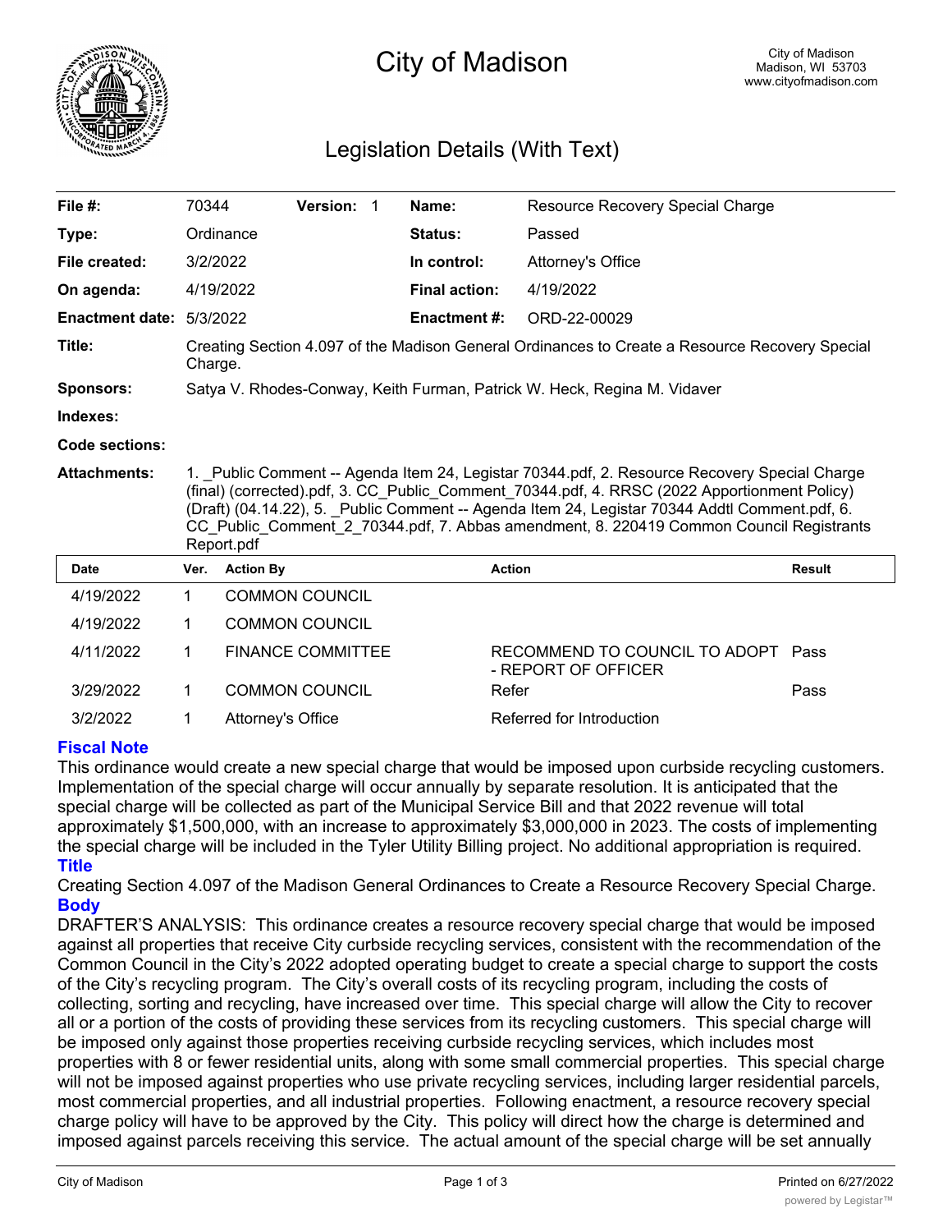# City of Madison

City of Madison
Madison, WI 53703
www.cityofmadison.com

## Legislation Details (With Text)

| | | | |
|---|---|---|---|
| **File #:** | 70344 **Version:** 1 | **Name:** | Resource Recovery Special Charge |
| **Type:** | Ordinance | **Status:** | Passed |
| **File created:** | 3/2/2022 | **In control:** | Attorney's Office |
| **On agenda:** | 4/19/2022 | **Final action:** | 4/19/2022 |
| **Enactment date:** | 5/3/2022 | **Enactment #:** | ORD-22-00029 |

**Title:** Creating Section 4.097 of the Madison General Ordinances to Create a Resource Recovery Special Charge.

**Sponsors:** Satya V. Rhodes-Conway, Keith Furman, Patrick W. Heck, Regina M. Vidaver

**Indexes:**

**Code sections:**

**Attachments:** 1. _Public Comment -- Agenda Item 24, Legistar 70344.pdf, 2. Resource Recovery Special Charge (final) (corrected).pdf, 3. CC_Public_Comment_70344.pdf, 4. RRSC (2022 Apportionment Policy) (Draft) (04.14.22), 5. _Public Comment -- Agenda Item 24, Legistar 70344 Addtl Comment.pdf, 6. CC_Public_Comment_2_70344.pdf, 7. Abbas amendment, 8. 220419 Common Council Registrants Report.pdf

| Date | Ver. | Action By | Action | Result |
|---|---|---|---|---|
| 4/19/2022 | 1 | COMMON COUNCIL | | |
| 4/19/2022 | 1 | COMMON COUNCIL | | |
| 4/11/2022 | 1 | FINANCE COMMITTEE | RECOMMEND TO COUNCIL TO ADOPT - REPORT OF OFFICER | Pass |
| 3/29/2022 | 1 | COMMON COUNCIL | Refer | Pass |
| 3/2/2022 | 1 | Attorney's Office | Referred for Introduction | |

### Fiscal Note

This ordinance would create a new special charge that would be imposed upon curbside recycling customers. Implementation of the special charge will occur annually by separate resolution. It is anticipated that the special charge will be collected as part of the Municipal Service Bill and that 2022 revenue will total approximately $1,500,000, with an increase to approximately $3,000,000 in 2023. The costs of implementing the special charge will be included in the Tyler Utility Billing project. No additional appropriation is required.

### Title

Creating Section 4.097 of the Madison General Ordinances to Create a Resource Recovery Special Charge.

### Body

DRAFTER'S ANALYSIS: This ordinance creates a resource recovery special charge that would be imposed against all properties that receive City curbside recycling services, consistent with the recommendation of the Common Council in the City's 2022 adopted operating budget to create a special charge to support the costs of the City's recycling program. The City's overall costs of its recycling program, including the costs of collecting, sorting and recycling, have increased over time. This special charge will allow the City to recover all or a portion of the costs of providing these services from its recycling customers. This special charge will be imposed only against those properties receiving curbside recycling services, which includes most properties with 8 or fewer residential units, along with some small commercial properties. This special charge will not be imposed against properties who use private recycling services, including larger residential parcels, most commercial properties, and all industrial properties. Following enactment, a resource recovery special charge policy will have to be approved by the City. This policy will direct how the charge is determined and imposed against parcels receiving this service. The actual amount of the special charge will be set annually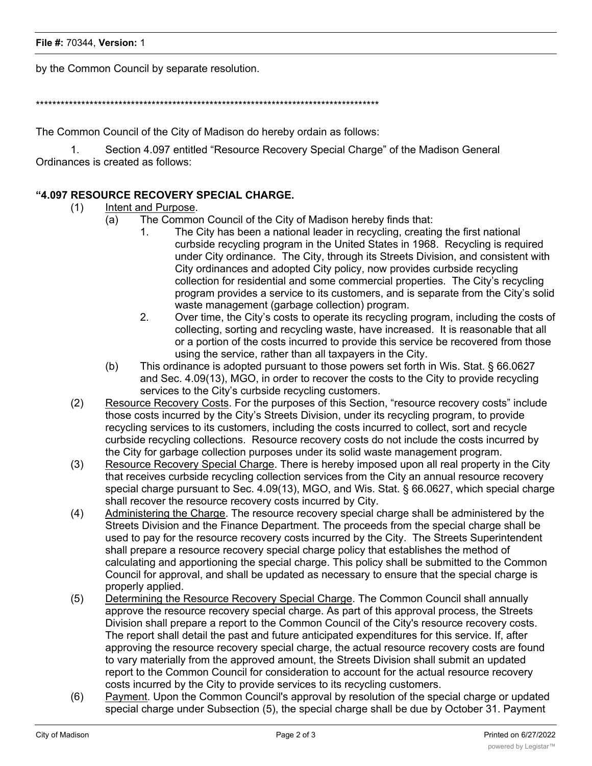by the Common Council by separate resolution.

*****************************************************************************************

The Common Council of the City of Madison do hereby ordain as follows:

1. Section 4.097 entitled "Resource Recovery Special Charge" of the Madison General Ordinances is created as follows:

**"4.097 RESOURCE RECOVERY SPECIAL CHARGE.**

(1) Intent and Purpose.

(a) The Common Council of the City of Madison hereby finds that:

1. The City has been a national leader in recycling, creating the first national curbside recycling program in the United States in 1968. Recycling is required under City ordinance. The City, through its Streets Division, and consistent with City ordinances and adopted City policy, now provides curbside recycling collection for residential and some commercial properties. The City's recycling program provides a service to its customers, and is separate from the City's solid waste management (garbage collection) program.

2. Over time, the City's costs to operate its recycling program, including the costs of collecting, sorting and recycling waste, have increased. It is reasonable that all or a portion of the costs incurred to provide this service be recovered from those using the service, rather than all taxpayers in the City.

(b) This ordinance is adopted pursuant to those powers set forth in Wis. Stat. § 66.0627 and Sec. 4.09(13), MGO, in order to recover the costs to the City to provide recycling services to the City's curbside recycling customers.

(2) Resource Recovery Costs. For the purposes of this Section, "resource recovery costs" include those costs incurred by the City's Streets Division, under its recycling program, to provide recycling services to its customers, including the costs incurred to collect, sort and recycle curbside recycling collections. Resource recovery costs do not include the costs incurred by the City for garbage collection purposes under its solid waste management program.

(3) Resource Recovery Special Charge. There is hereby imposed upon all real property in the City that receives curbside recycling collection services from the City an annual resource recovery special charge pursuant to Sec. 4.09(13), MGO, and Wis. Stat. § 66.0627, which special charge shall recover the resource recovery costs incurred by City.

(4) Administering the Charge. The resource recovery special charge shall be administered by the Streets Division and the Finance Department. The proceeds from the special charge shall be used to pay for the resource recovery costs incurred by the City. The Streets Superintendent shall prepare a resource recovery special charge policy that establishes the method of calculating and apportioning the special charge. This policy shall be submitted to the Common Council for approval, and shall be updated as necessary to ensure that the special charge is properly applied.

(5) Determining the Resource Recovery Special Charge. The Common Council shall annually approve the resource recovery special charge. As part of this approval process, the Streets Division shall prepare a report to the Common Council of the City's resource recovery costs. The report shall detail the past and future anticipated expenditures for this service. If, after approving the resource recovery special charge, the actual resource recovery costs are found to vary materially from the approved amount, the Streets Division shall submit an updated report to the Common Council for consideration to account for the actual resource recovery costs incurred by the City to provide services to its recycling customers.

(6) Payment. Upon the Common Council's approval by resolution of the special charge or updated special charge under Subsection (5), the special charge shall be due by October 31. Payment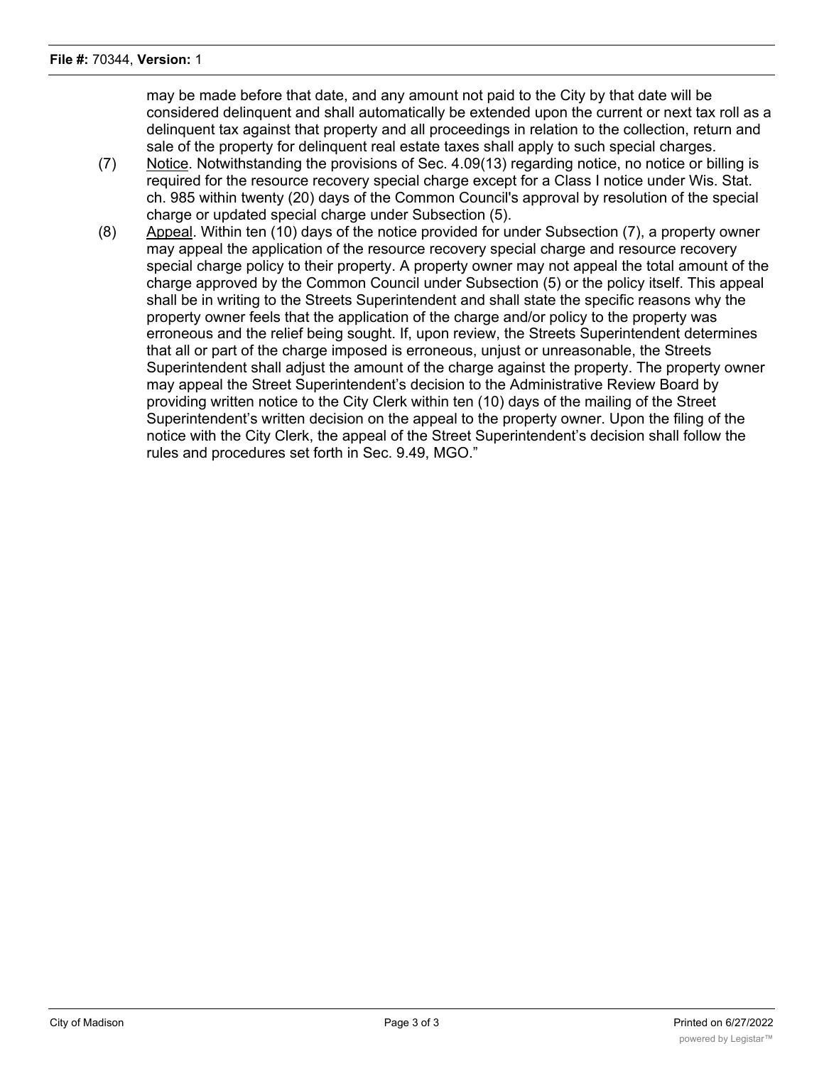may be made before that date, and any amount not paid to the City by that date will be considered delinquent and shall automatically be extended upon the current or next tax roll as a delinquent tax against that property and all proceedings in relation to the collection, return and sale of the property for delinquent real estate taxes shall apply to such special charges.

(7) Notice. Notwithstanding the provisions of Sec. 4.09(13) regarding notice, no notice or billing is required for the resource recovery special charge except for a Class I notice under Wis. Stat. ch. 985 within twenty (20) days of the Common Council's approval by resolution of the special charge or updated special charge under Subsection (5).

(8) Appeal. Within ten (10) days of the notice provided for under Subsection (7), a property owner may appeal the application of the resource recovery special charge and resource recovery special charge policy to their property. A property owner may not appeal the total amount of the charge approved by the Common Council under Subsection (5) or the policy itself. This appeal shall be in writing to the Streets Superintendent and shall state the specific reasons why the property owner feels that the application of the charge and/or policy to the property was erroneous and the relief being sought. If, upon review, the Streets Superintendent determines that all or part of the charge imposed is erroneous, unjust or unreasonable, the Streets Superintendent shall adjust the amount of the charge against the property. The property owner may appeal the Street Superintendent's decision to the Administrative Review Board by providing written notice to the City Clerk within ten (10) days of the mailing of the Street Superintendent's written decision on the appeal to the property owner. Upon the filing of the notice with the City Clerk, the appeal of the Street Superintendent's decision shall follow the rules and procedures set forth in Sec. 9.49, MGO."